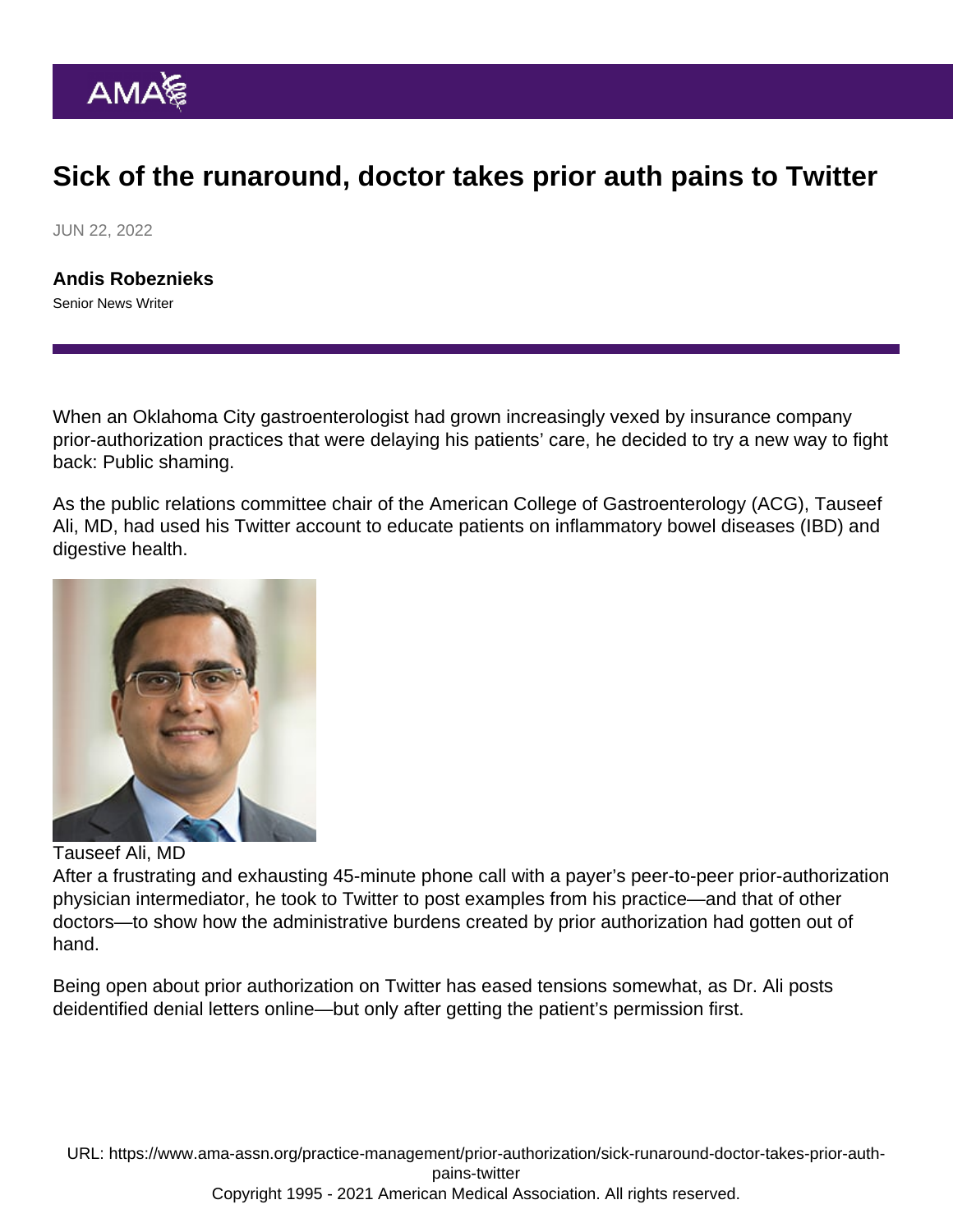# Sick of the runaround, doctor takes prior auth pains to Twitter

JUN 22, 2022

**Andis Robeznieks**
Senior News Writer

When an Oklahoma City gastroenterologist had grown increasingly vexed by insurance company prior-authorization practices that were delaying his patients' care, he decided to try a new way to fight back: Public shaming.

As the public relations committee chair of the American College of Gastroenterology (ACG), Tauseef Ali, MD, had used his Twitter account to educate patients on inflammatory bowel diseases (IBD) and digestive health.

Tauseef Ali, MD

After a frustrating and exhausting 45-minute phone call with a payer's peer-to-peer prior-authorization physician intermediator, he took to Twitter to post examples from his practice—and that of other doctors—to show how the administrative burdens created by prior authorization had gotten out of hand.

Being open about prior authorization on Twitter has eased tensions somewhat, as Dr. Ali posts deidentified denial letters online—but only after getting the patient's permission first.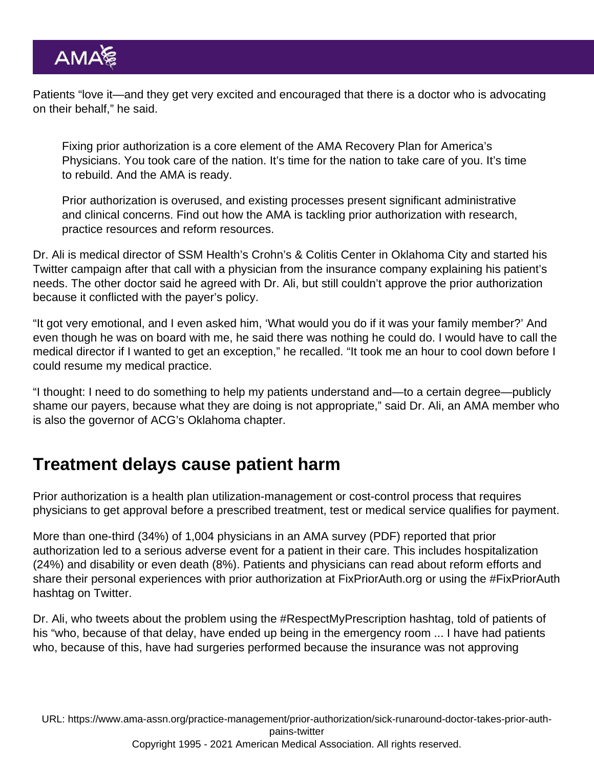Patients “love it—and they get very excited and encouraged that there is a doctor who is advocating on their behalf,” he said.

> Fixing prior authorization is a core element of the AMA Recovery Plan for America’s Physicians. You took care of the nation. It’s time for the nation to take care of you. It’s time to rebuild. And the AMA is ready.
>
> Prior authorization is overused, and existing processes present significant administrative and clinical concerns. Find out how the AMA is tackling prior authorization with research, practice resources and reform resources.

Dr. Ali is medical director of SSM Health’s Crohn’s & Colitis Center in Oklahoma City and started his Twitter campaign after that call with a physician from the insurance company explaining his patient’s needs. The other doctor said he agreed with Dr. Ali, but still couldn’t approve the prior authorization because it conflicted with the payer’s policy.

“It got very emotional, and I even asked him, ‘What would you do if it was your family member?’ And even though he was on board with me, he said there was nothing he could do. I would have to call the medical director if I wanted to get an exception,” he recalled. “It took me an hour to cool down before I could resume my medical practice.

“I thought: I need to do something to help my patients understand and—to a certain degree—publicly shame our payers, because what they are doing is not appropriate,” said Dr. Ali, an AMA member who is also the governor of ACG’s Oklahoma chapter.

## Treatment delays cause patient harm

Prior authorization is a health plan utilization-management or cost-control process that requires physicians to get approval before a prescribed treatment, test or medical service qualifies for payment.

More than one-third (34%) of 1,004 physicians in an AMA survey (PDF) reported that prior authorization led to a serious adverse event for a patient in their care. This includes hospitalization (24%) and disability or even death (8%). Patients and physicians can read about reform efforts and share their personal experiences with prior authorization at FixPriorAuth.org or using the #FixPriorAuth hashtag on Twitter.

Dr. Ali, who tweets about the problem using the #RespectMyPrescription hashtag, told of patients of his “who, because of that delay, have ended up being in the emergency room ... I have had patients who, because of this, have had surgeries performed because the insurance was not approving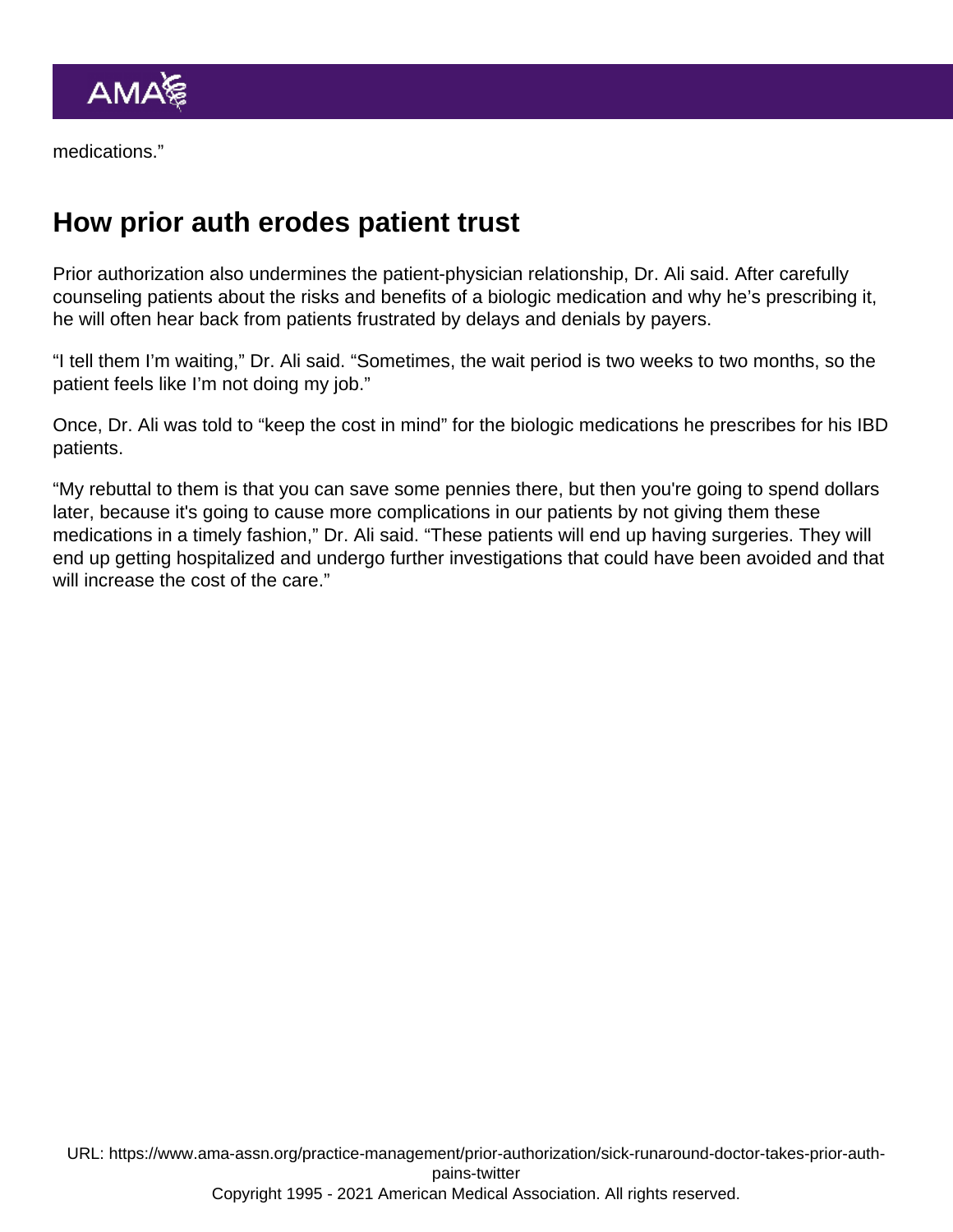medications."

## How prior auth erodes patient trust

Prior authorization also undermines the patient-physician relationship, Dr. Ali said. After carefully counseling patients about the risks and benefits of a biologic medication and why he's prescribing it, he will often hear back from patients frustrated by delays and denials by payers.

"I tell them I'm waiting," Dr. Ali said. "Sometimes, the wait period is two weeks to two months, so the patient feels like I'm not doing my job."

Once, Dr. Ali was told to "keep the cost in mind" for the biologic medications he prescribes for his IBD patients.

"My rebuttal to them is that you can save some pennies there, but then you're going to spend dollars later, because it's going to cause more complications in our patients by not giving them these medications in a timely fashion," Dr. Ali said. "These patients will end up having surgeries. They will end up getting hospitalized and undergo further investigations that could have been avoided and that will increase the cost of the care."